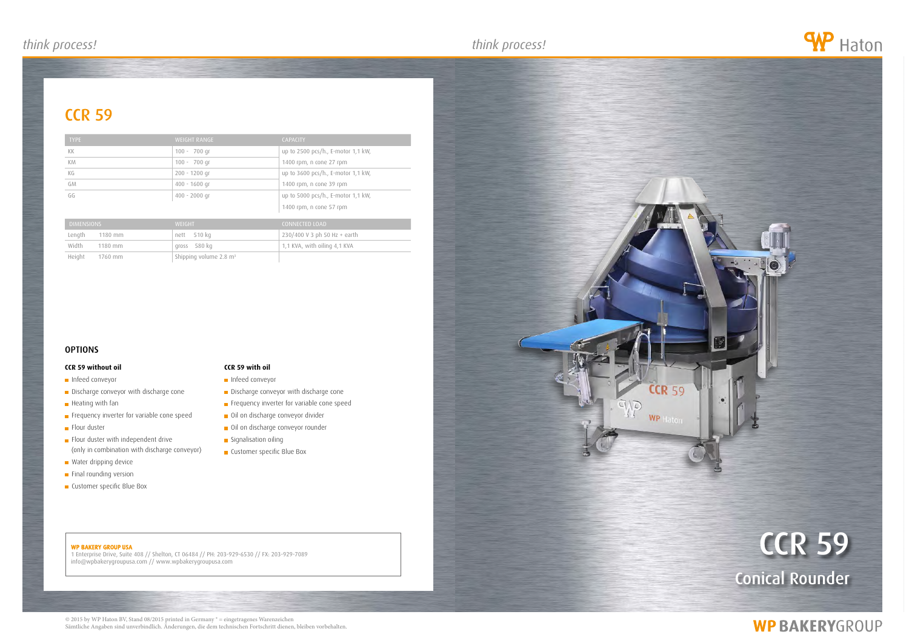# CCR 59

| TYPE | WEIGHT RANGE | CAPACITY |
|---|---|---|
| KK | 100 - 700 gr | up to 2500 pcs/h., E-motor 1,1 kW, |
| KM | 100 - 700 gr | 1400 rpm, n cone 27 rpm |
| KG | 200 - 1200 gr | up to 3600 pcs/h., E-motor 1,1 kW, |
| GM | 400 - 1600 gr | 1400 rpm, n cone 39 rpm |
| GG | 400 - 2000 gr | up to 5000 pcs/h., E-motor 1,1 kW, 1400 rpm, n cone 57 rpm |

| DIMENSIONS | WEIGHT | CONNECTED LOAD |
|---|---|---|
| Length 1180 mm | nett 510 kg | 230/400 V 3 ph 50 Hz + earth |
| Width 1180 mm | gross 580 kg | 1,1 KVA, with oiling 4,1 KVA |
| Height 1760 mm | Shipping volume 2.8 m³ | |

## OPTIONS

### CCR 59 without oil

- Infeed conveyor
- Discharge conveyor with discharge cone
- Heating with fan
- Frequency inverter for variable cone speed
- Flour duster
- Flour duster with independent drive (only in combination with discharge conveyor)
- Water dripping device
- Final rounding version
- Customer specific Blue Box

### CCR 59 with oil

- Infeed conveyor
- Discharge conveyor with discharge cone
- Frequency inverter for variable cone speed
- Oil on discharge conveyor divider
- Oil on discharge conveyor rounder
- Signalisation oiling
- Customer specific Blue Box

**WP BAKERY GROUP USA**
1 Enterprise Drive, Suite 408 // Shelton, CT 06484 // PH: 203-929-6530 // FX: 203-929-7089
info@wpbakerygroupusa.com // www.wpbakerygroupusa.com

# CCR 59

## Conical Rounder

© 2015 by WP Haton BV, Stand 08/2015 printed in Germany ® = eingetragenes Warenzeichen
Sämtliche Angaben sind unverbindlich. Änderungen, die dem technischen Fortschritt dienen, bleiben vorbehalten.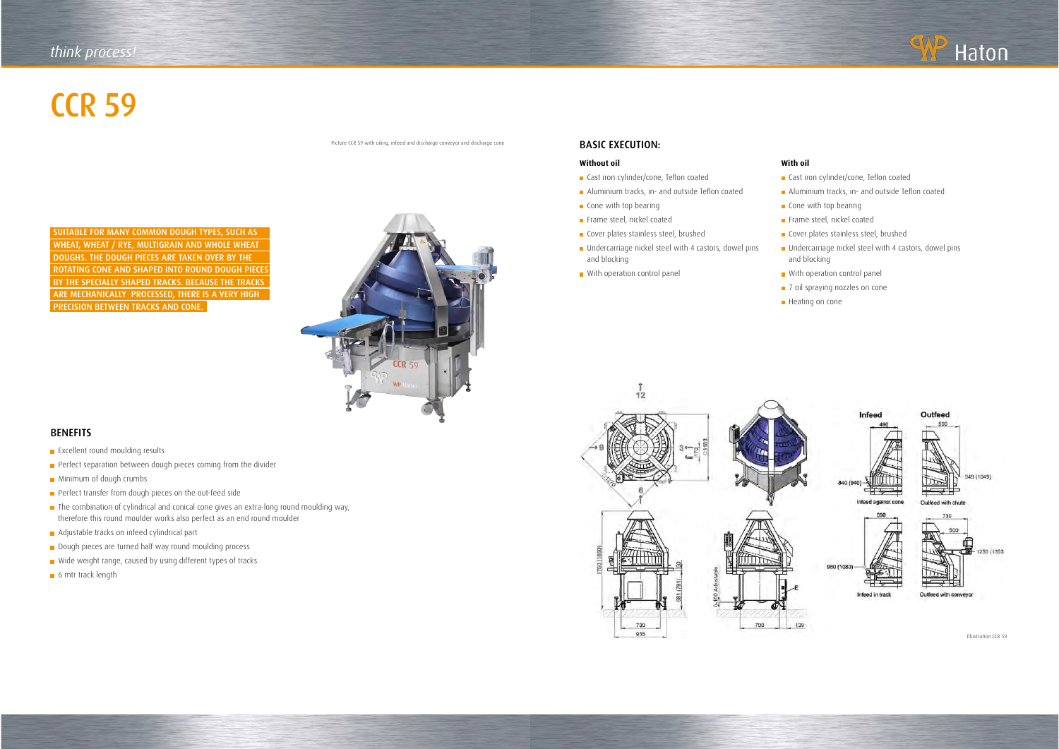# CCR 59

Picture CCR 59 with oiling, infeed and discharge conveyor and discharge cone

**SUITABLE FOR MANY COMMON DOUGH TYPES, SUCH AS WHEAT, WHEAT / RYE, MULTIGRAIN AND WHOLE WHEAT DOUGHS. THE DOUGH PIECES ARE TAKEN OVER BY THE ROTATING CONE AND SHAPED INTO ROUND DOUGH PIECES BY THE SPECIALLY SHAPED TRACKS. BECAUSE THE TRACKS ARE MECHANICALLY PROCESSED, THERE IS A VERY HIGH PRECISION BETWEEN TRACKS AND CONE.**

## BENEFITS

- Excellent round moulding results
- Perfect separation between dough pieces coming from the divider
- Minimum of dough crumbs
- Perfect transfer from dough pieces on the out-feed side
- The combination of cylindrical and conical cone gives an extra-long round moulding way, therefore this round moulder works also perfect as an end round moulder
- Adjustable tracks on infeed cylindrical part
- Dough pieces are turned half way round moulding process
- Wide weight range, caused by using different types of tracks
- 6 mtr track length

## BASIC EXECUTION:

### Without oil

- Cast iron cylinder/cone, Teflon coated
- Aluminium tracks, in- and outside Teflon coated
- Cone with top bearing
- Frame steel, nickel coated
- Cover plates stainless steel, brushed
- Undercarriage nickel steel with 4 castors, dowel pins and blocking
- With operation control panel

### With oil

- Cast iron cylinder/cone, Teflon coated
- Aluminium tracks, in- and outside Teflon coated
- Cone with top bearing
- Frame steel, nickel coated
- Cover plates stainless steel, brushed
- Undercarriage nickel steel with 4 castors, dowel pins and blocking
- With operation control panel
- 7 oil spraying nozzles on cone
- Heating on cone

Infeed
Outfeed
490
590
840 (940)
549 (1049)
Infeed against cone
Outfeed with chute
590
730
500
980 (1080)
1253 (1353
Infeed in track
Outfeed with conveyor
750 (860)
591 (791)
700
935
700
139

Illustration CCR 59